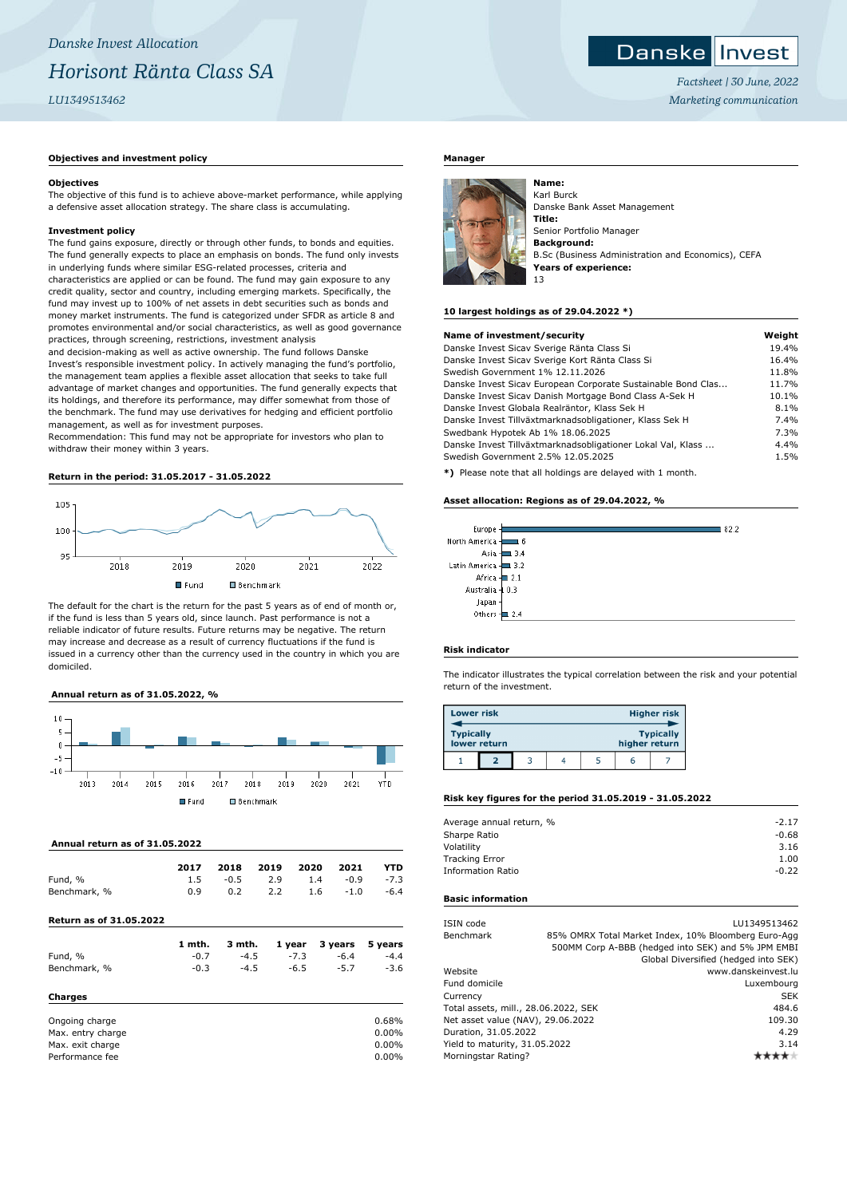*Danske Invest Allocation*

# *Horisont Ränta Class SA*

*LU1349513462*

Danske Invest

*Factsheet | 30 June, 2022*

*Marketing communication*

## Objectives and investment policy

### Objectives

The objective of this fund is to achieve above-market performance, while applying a defensive asset allocation strategy. The share class is accumulating.

### Investment policy

The fund gains exposure, directly or through other funds, to bonds and equities. The fund generally expects to place an emphasis on bonds. The fund only invests in underlying funds where similar ESG-related processes, criteria and characteristics are applied or can be found. The fund may gain exposure to any credit quality, sector and country, including emerging markets. Specifically, the fund may invest up to 100% of net assets in debt securities such as bonds and money market instruments. The fund is categorized under SFDR as article 8 and promotes environmental and/or social characteristics, as well as good governance practices, through screening, restrictions, investment analysis and decision-making as well as active ownership. The fund follows Danske Invest's responsible investment policy. In actively managing the fund's portfolio, the management team applies a flexible asset allocation that seeks to take full advantage of market changes and opportunities. The fund generally expects that its holdings, and therefore its performance, may differ somewhat from those of the benchmark. The fund may use derivatives for hedging and efficient portfolio management, as well as for investment purposes.
Recommendation: This fund may not be appropriate for investors who plan to withdraw their money within 3 years.

## Return in the period: 31.05.2017 - 31.05.2022

The default for the chart is the return for the past 5 years as of end of month or, if the fund is less than 5 years old, since launch. Past performance is not a reliable indicator of future results. Future returns may be negative. The return may increase and decrease as a result of currency fluctuations if the fund is issued in a currency other than the currency used in the country in which you are domiciled.

## Annual return as of 31.05.2022, %

## Annual return as of 31.05.2022

| | 2017 | 2018 | 2019 | 2020 | 2021 | YTD |
|---|---|---|---|---|---|---|
| Fund, % | 1.5 | -0.5 | 2.9 | 1.4 | -0.9 | -7.3 |
| Benchmark, % | 0.9 | 0.2 | 2.2 | 1.6 | -1.0 | -6.4 |

## Return as of 31.05.2022

| | 1 mth. | 3 mth. | 1 year | 3 years | 5 years |
|---|---|---|---|---|---|
| Fund, % | -0.7 | -4.5 | -7.3 | -6.4 | -4.4 |
| Benchmark, % | -0.3 | -4.5 | -6.5 | -5.7 | -3.6 |

## Charges

| | |
|---|---|
| Ongoing charge | 0.68% |
| Max. entry charge | 0.00% |
| Max. exit charge | 0.00% |
| Performance fee | 0.00% |

## Manager

**Name:**
Karl Burck
Danske Bank Asset Management
**Title:**
Senior Portfolio Manager
**Background:**
B.Sc (Business Administration and Economics), CEFA
**Years of experience:**
13

## 10 largest holdings as of 29.04.2022 *)

| Name of investment/security | Weight |
|---|---|
| Danske Invest Sicav Sverige Ränta Class Si | 19.4% |
| Danske Invest Sicav Sverige Kort Ränta Class Si | 16.4% |
| Swedish Government 1% 12.11.2026 | 11.8% |
| Danske Invest Sicav European Corporate Sustainable Bond Clas... | 11.7% |
| Danske Invest Sicav Danish Mortgage Bond Class A-Sek H | 10.1% |
| Danske Invest Globala Realräntor, Klass Sek H | 8.1% |
| Danske Invest Tillväxtmarknadsobligationer, Klass Sek H | 7.4% |
| Swedbank Hypotek Ab 1% 18.06.2025 | 7.3% |
| Danske Invest Tillväxtmarknadsobligationer Lokal Val, Klass ... | 4.4% |
| Swedish Government 2.5% 12.05.2025 | 1.5% |

**\*)** Please note that all holdings are delayed with 1 month.

## Asset allocation: Regions as of 29.04.2022, %

| Region | % |
|---|---|
| Europe | 82.2 |
| North America | 6 |
| Asia | 3.4 |
| Latin America | 3.2 |
| Africa | 2.1 |
| Australia | 0.3 |
| Japan | |
| Others | 2.4 |

## Risk indicator

The indicator illustrates the typical correlation between the risk and your potential return of the investment.

| Lower risk | | | | | | Higher risk |
|---|---|---|---|---|---|---|
| Typically lower return | | | | | | Typically higher return |
| 1 | **2** | 3 | 4 | 5 | 6 | 7 |

## Risk key figures for the period 31.05.2019 - 31.05.2022

| | |
|---|---|
| Average annual return, % | -2.17 |
| Sharpe Ratio | -0.68 |
| Volatility | 3.16 |
| Tracking Error | 1.00 |
| Information Ratio | -0.22 |

## Basic information

| | |
|---|---|
| ISIN code | LU1349513462 |
| Benchmark | 85% OMRX Total Market Index, 10% Bloomberg Euro-Agg 500MM Corp A-BBB (hedged into SEK) and 5% JPM EMBI Global Diversified (hedged into SEK) |
| Website | www.danskeinvest.lu |
| Fund domicile | Luxembourg |
| Currency | SEK |
| Total assets, mill., 28.06.2022, SEK | 484.6 |
| Net asset value (NAV), 29.06.2022 | 109.30 |
| Duration, 31.05.2022 | 4.29 |
| Yield to maturity, 31.05.2022 | 3.14 |
| Morningstar Rating? | ★★★★ |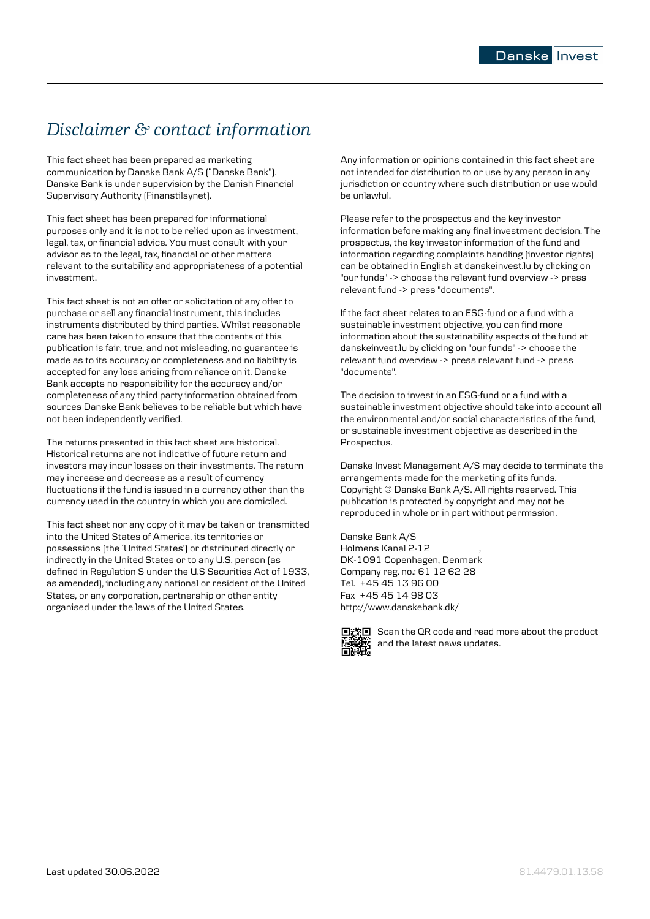# *Disclaimer & contact information*

This fact sheet has been prepared as marketing communication by Danske Bank A/S ("Danske Bank"). Danske Bank is under supervision by the Danish Financial Supervisory Authority (Finanstilsynet).

This fact sheet has been prepared for informational purposes only and it is not to be relied upon as investment, legal, tax, or financial advice. You must consult with your advisor as to the legal, tax, financial or other matters relevant to the suitability and appropriateness of a potential investment.

This fact sheet is not an offer or solicitation of any offer to purchase or sell any financial instrument, this includes instruments distributed by third parties. Whilst reasonable care has been taken to ensure that the contents of this publication is fair, true, and not misleading, no guarantee is made as to its accuracy or completeness and no liability is accepted for any loss arising from reliance on it. Danske Bank accepts no responsibility for the accuracy and/or completeness of any third party information obtained from sources Danske Bank believes to be reliable but which have not been independently verified.

The returns presented in this fact sheet are historical. Historical returns are not indicative of future return and investors may incur losses on their investments. The return may increase and decrease as a result of currency fluctuations if the fund is issued in a currency other than the currency used in the country in which you are domiciled.

This fact sheet nor any copy of it may be taken or transmitted into the United States of America, its territories or possessions (the 'United States') or distributed directly or indirectly in the United States or to any U.S. person (as defined in Regulation S under the U.S Securities Act of 1933, as amended), including any national or resident of the United States, or any corporation, partnership or other entity organised under the laws of the United States.

Any information or opinions contained in this fact sheet are not intended for distribution to or use by any person in any jurisdiction or country where such distribution or use would be unlawful.

Please refer to the prospectus and the key investor information before making any final investment decision. The prospectus, the key investor information of the fund and information regarding complaints handling (investor rights) can be obtained in English at danskeinvest.lu by clicking on "our funds" -> choose the relevant fund overview -> press relevant fund -> press "documents".

If the fact sheet relates to an ESG-fund or a fund with a sustainable investment objective, you can find more information about the sustainability aspects of the fund at danskeinvest.lu by clicking on "our funds" -> choose the relevant fund overview -> press relevant fund -> press "documents".

The decision to invest in an ESG-fund or a fund with a sustainable investment objective should take into account all the environmental and/or social characteristics of the fund, or sustainable investment objective as described in the Prospectus.

Danske Invest Management A/S may decide to terminate the arrangements made for the marketing of its funds. Copyright © Danske Bank A/S. All rights reserved. This publication is protected by copyright and may not be reproduced in whole or in part without permission.

Danske Bank A/S
Holmens Kanal 2-12 ,
DK-1091 Copenhagen, Denmark
Company reg. no.: 61 12 62 28
Tel. +45 45 13 96 00
Fax +45 45 14 98 03
http://www.danskebank.dk/

Scan the QR code and read more about the product and the latest news updates.

Last updated 30.06.2022

81.4479.01.13.58